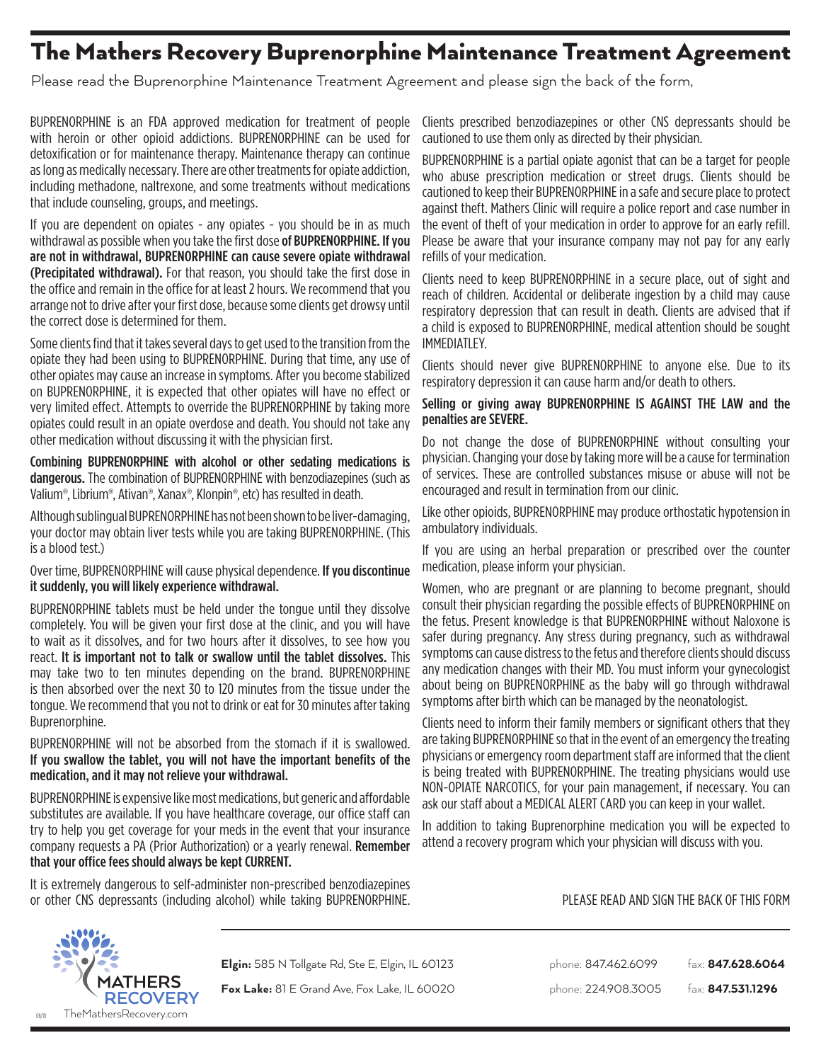# The Mathers Recovery Buprenorphine Maintenance Treatment Agreement

Please read the Buprenorphine Maintenance Treatment Agreement and please sign the back of the form,

BUPRENORPHINE is an FDA approved medication for treatment of people with heroin or other opioid addictions. BUPRENORPHINE can be used for detoxification or for maintenance therapy. Maintenance therapy can continue as long as medically necessary. There are other treatments for opiate addiction, including methadone, naltrexone, and some treatments without medications that include counseling, groups, and meetings.

If you are dependent on opiates - any opiates - you should be in as much withdrawal as possible when you take the first dose **of BUPRENORPHINE. If you are not in withdrawal, BUPRENORPHINE can cause severe opiate withdrawal (Precipitated withdrawal).** For that reason, you should take the first dose in the office and remain in the office for at least 2 hours. We recommend that you arrange not to drive after your first dose, because some clients get drowsy until the correct dose is determined for them.

Some clients find that it takes several days to get used to the transition from the opiate they had been using to BUPRENORPHINE. During that time, any use of other opiates may cause an increase in symptoms. After you become stabilized on BUPRENORPHINE, it is expected that other opiates will have no effect or very limited effect. Attempts to override the BUPRENORPHINE by taking more opiates could result in an opiate overdose and death. You should not take any other medication without discussing it with the physician first.

**Combining BUPRENORPHINE with alcohol or other sedating medications is dangerous.** The combination of BUPRENORPHINE with benzodiazepines (such as Valium®, Librium®, Ativan®, Xanax®, Klonpin®, etc) has resulted in death.

Although sublingual BUPRENORPHINE has not been shown to be liver-damaging, your doctor may obtain liver tests while you are taking BUPRENORPHINE. (This is a blood test.)

Over time, BUPRENORPHINE will cause physical dependence. **If you discontinue it suddenly, you will likely experience withdrawal.**

BUPRENORPHINE tablets must be held under the tongue until they dissolve completely. You will be given your first dose at the clinic, and you will have to wait as it dissolves, and for two hours after it dissolves, to see how you react. **It is important not to talk or swallow until the tablet dissolves.** This may take two to ten minutes depending on the brand. BUPRENORPHINE is then absorbed over the next 30 to 120 minutes from the tissue under the tongue. We recommend that you not to drink or eat for 30 minutes after taking Buprenorphine.

BUPRENORPHINE will not be absorbed from the stomach if it is swallowed. **If you swallow the tablet, you will not have the important benefits of the medication, and it may not relieve your withdrawal.**

BUPRENORPHINE is expensive like most medications, but generic and affordable substitutes are available. If you have healthcare coverage, our office staff can try to help you get coverage for your meds in the event that your insurance company requests a PA (Prior Authorization) or a yearly renewal. **Remember that your office fees should always be kept CURRENT.**

It is extremely dangerous to self-administer non-prescribed benzodiazepines or other CNS depressants (including alcohol) while taking BUPRENORPHINE. Clients prescribed benzodiazepines or other CNS depressants should be cautioned to use them only as directed by their physician.

BUPRENORPHINE is a partial opiate agonist that can be a target for people who abuse prescription medication or street drugs. Clients should be cautioned to keep their BUPRENORPHINE in a safe and secure place to protect against theft. Mathers Clinic will require a police report and case number in the event of theft of your medication in order to approve for an early refill. Please be aware that your insurance company may not pay for any early refills of your medication.

Clients need to keep BUPRENORPHINE in a secure place, out of sight and reach of children. Accidental or deliberate ingestion by a child may cause respiratory depression that can result in death. Clients are advised that if a child is exposed to BUPRENORPHINE, medical attention should be sought IMMEDIATLEY.

Clients should never give BUPRENORPHINE to anyone else. Due to its respiratory depression it can cause harm and/or death to others.

**Selling or giving away BUPRENORPHINE IS AGAINST THE LAW and the penalties are SEVERE.**

Do not change the dose of BUPRENORPHINE without consulting your physician. Changing your dose by taking more will be a cause for termination of services. These are controlled substances misuse or abuse will not be encouraged and result in termination from our clinic.

Like other opioids, BUPRENORPHINE may produce orthostatic hypotension in ambulatory individuals.

If you are using an herbal preparation or prescribed over the counter medication, please inform your physician.

Women, who are pregnant or are planning to become pregnant, should consult their physician regarding the possible effects of BUPRENORPHINE on the fetus. Present knowledge is that BUPRENORPHINE without Naloxone is safer during pregnancy. Any stress during pregnancy, such as withdrawal symptoms can cause distress to the fetus and therefore clients should discuss any medication changes with their MD. You must inform your gynecologist about being on BUPRENORPHINE as the baby will go through withdrawal symptoms after birth which can be managed by the neonatologist.

Clients need to inform their family members or significant others that they are taking BUPRENORPHINE so that in the event of an emergency the treating physicians or emergency room department staff are informed that the client is being treated with BUPRENORPHINE. The treating physicians would use NON-OPIATE NARCOTICS, for your pain management, if necessary. You can ask our staff about a MEDICAL ALERT CARD you can keep in your wallet.

In addition to taking Buprenorphine medication you will be expected to attend a recovery program which your physician will discuss with you.

PLEASE READ AND SIGN THE BACK OF THIS FORM

MATHERS RECOVERY
TheMathersRecovery.com

**Elgin:** 585 N Tollgate Rd, Ste E, Elgin, IL 60123 phone: 847.462.6099 fax: **847.628.6064**

**Fox Lake:** 81 E Grand Ave, Fox Lake, IL 60020 phone: 224.908.3005 fax: **847.531.1296**

08/18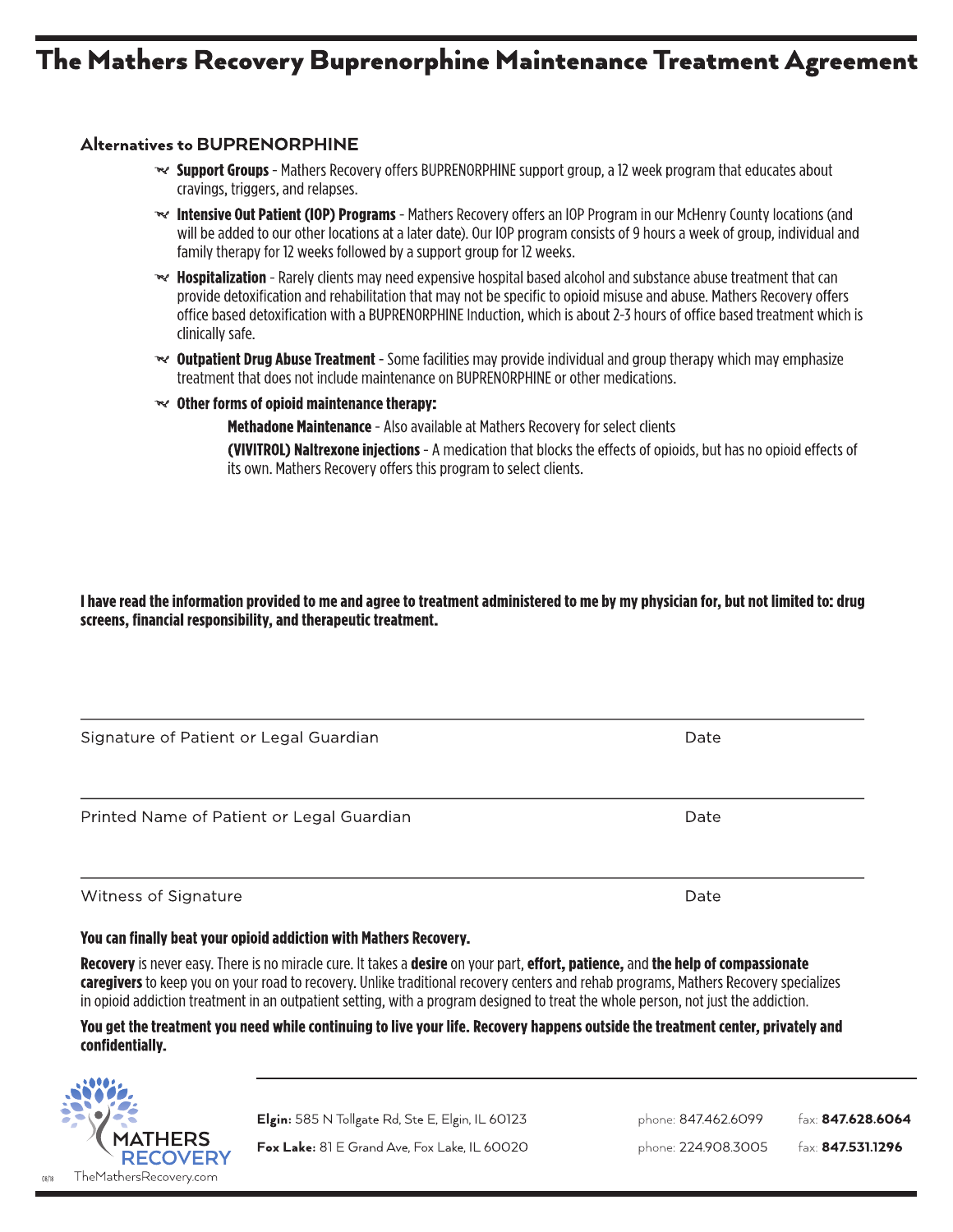# The Mathers Recovery Buprenorphine Maintenance Treatment Agreement

### Alternatives to BUPRENORPHINE

- **Support Groups** - Mathers Recovery offers BUPRENORPHINE support group, a 12 week program that educates about cravings, triggers, and relapses.
- **Intensive Out Patient (IOP) Programs** - Mathers Recovery offers an IOP Program in our McHenry County locations (and will be added to our other locations at a later date). Our IOP program consists of 9 hours a week of group, individual and family therapy for 12 weeks followed by a support group for 12 weeks.
- **Hospitalization** - Rarely clients may need expensive hospital based alcohol and substance abuse treatment that can provide detoxification and rehabilitation that may not be specific to opioid misuse and abuse. Mathers Recovery offers office based detoxification with a BUPRENORPHINE Induction, which is about 2-3 hours of office based treatment which is clinically safe.
- **Outpatient Drug Abuse Treatment** - Some facilities may provide individual and group therapy which may emphasize treatment that does not include maintenance on BUPRENORPHINE or other medications.
- **Other forms of opioid maintenance therapy:**
  - **Methadone Maintenance** - Also available at Mathers Recovery for select clients
  - **(VIVITROL) Naltrexone injections** - A medication that blocks the effects of opioids, but has no opioid effects of its own. Mathers Recovery offers this program to select clients.

**I have read the information provided to me and agree to treatment administered to me by my physician for, but not limited to: drug screens, financial responsibility, and therapeutic treatment.**

______________________________________________

Signature of Patient or Legal Guardian  Date

______________________________________________

Printed Name of Patient or Legal Guardian  Date

______________________________________________

Witness of Signature  Date

**You can finally beat your opioid addiction with Mathers Recovery.**

**Recovery** is never easy. There is no miracle cure. It takes a **desire** on your part, **effort, patience,** and **the help of compassionate caregivers** to keep you on your road to recovery. Unlike traditional recovery centers and rehab programs, Mathers Recovery specializes in opioid addiction treatment in an outpatient setting, with a program designed to treat the whole person, not just the addiction.

**You get the treatment you need while continuing to live your life. Recovery happens outside the treatment center, privately and confidentially.**

MATHERS RECOVERY
TheMathersRecovery.com

**Elgin:** 585 N Tollgate Rd, Ste E, Elgin, IL 60123 phone: 847.462.6099 fax: **847.628.6064**

**Fox Lake:** 81 E Grand Ave, Fox Lake, IL 60020 phone: 224.908.3005 fax: **847.531.1296**